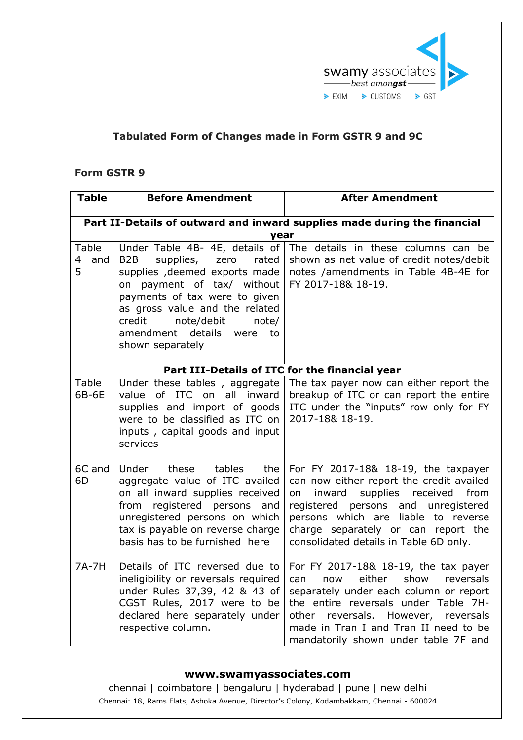## Tabulated Form of Changes made in Form GSTR 9 and 9C

### Form GSTR 9

| Table | Before Amendment | After Amendment |
|---|---|---|
| **Part II-Details of outward and inward supplies made during the financial year** | | |
| Table 4 and 5 | Under Table 4B- 4E, details of B2B supplies, zero rated supplies ,deemed exports made on payment of tax/ without payments of tax were to given as gross value and the related credit note/debit note/ amendment details were to shown separately | The details in these columns can be shown as net value of credit notes/debit notes /amendments in Table 4B-4E for FY 2017-18& 18-19. |
| **Part III-Details of ITC for the financial year** | | |
| Table 6B-6E | Under these tables , aggregate value of ITC on all inward supplies and import of goods were to be classified as ITC on inputs , capital goods and input services | The tax payer now can either report the breakup of ITC or can report the entire ITC under the "inputs" row only for FY 2017-18& 18-19. |
| 6C and 6D | Under these tables the aggregate value of ITC availed on all inward supplies received from registered persons and unregistered persons on which tax is payable on reverse charge basis has to be furnished here | For FY 2017-18& 18-19, the taxpayer can now either report the credit availed on inward supplies received from registered persons and unregistered persons which are liable to reverse charge separately or can report the consolidated details in Table 6D only. |
| 7A-7H | Details of ITC reversed due to ineligibility or reversals required under Rules 37,39, 42 & 43 of CGST Rules, 2017 were to be declared here separately under respective column. | For FY 2017-18& 18-19, the tax payer can now either show reversals separately under each column or report the entire reversals under Table 7H-other reversals. However, reversals made in Tran I and Tran II need to be mandatorily shown under table 7F and |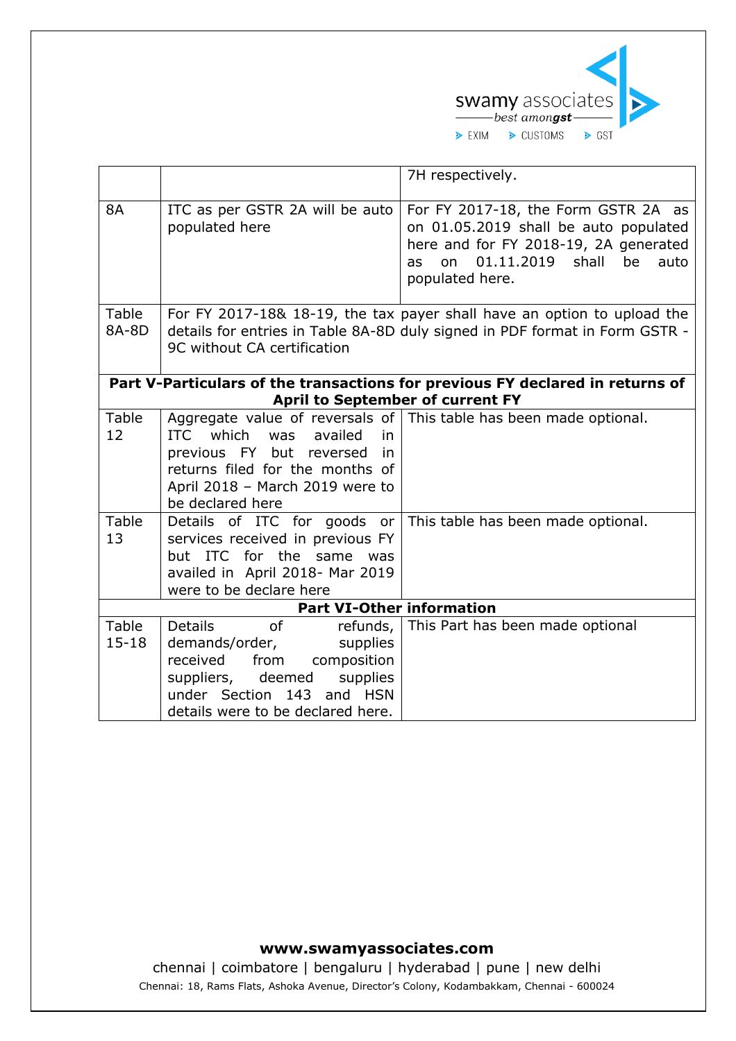|  |  |  |
|---|---|---|
|  |  | 7H respectively. |
| 8A | ITC as per GSTR 2A will be auto populated here | For FY 2017-18, the Form GSTR 2A as on 01.05.2019 shall be auto populated here and for FY 2018-19, 2A generated as on 01.11.2019 shall be auto populated here. |
| Table 8A-8D | For FY 2017-18& 18-19, the tax payer shall have an option to upload the details for entries in Table 8A-8D duly signed in PDF format in Form GSTR - 9C without CA certification | |
| **Part V-Particulars of the transactions for previous FY declared in returns of April to September of current FY** | | |
| Table 12 | Aggregate value of reversals of ITC which was availed in previous FY but reversed in returns filed for the months of April 2018 – March 2019 were to be declared here | This table has been made optional. |
| Table 13 | Details of ITC for goods or services received in previous FY but ITC for the same was availed in April 2018- Mar 2019 were to be declare here | This table has been made optional. |
| **Part VI-Other information** | | |
| Table 15-18 | Details of refunds, demands/order, supplies received from composition suppliers, deemed supplies under Section 143 and HSN details were to be declared here. | This Part has been made optional |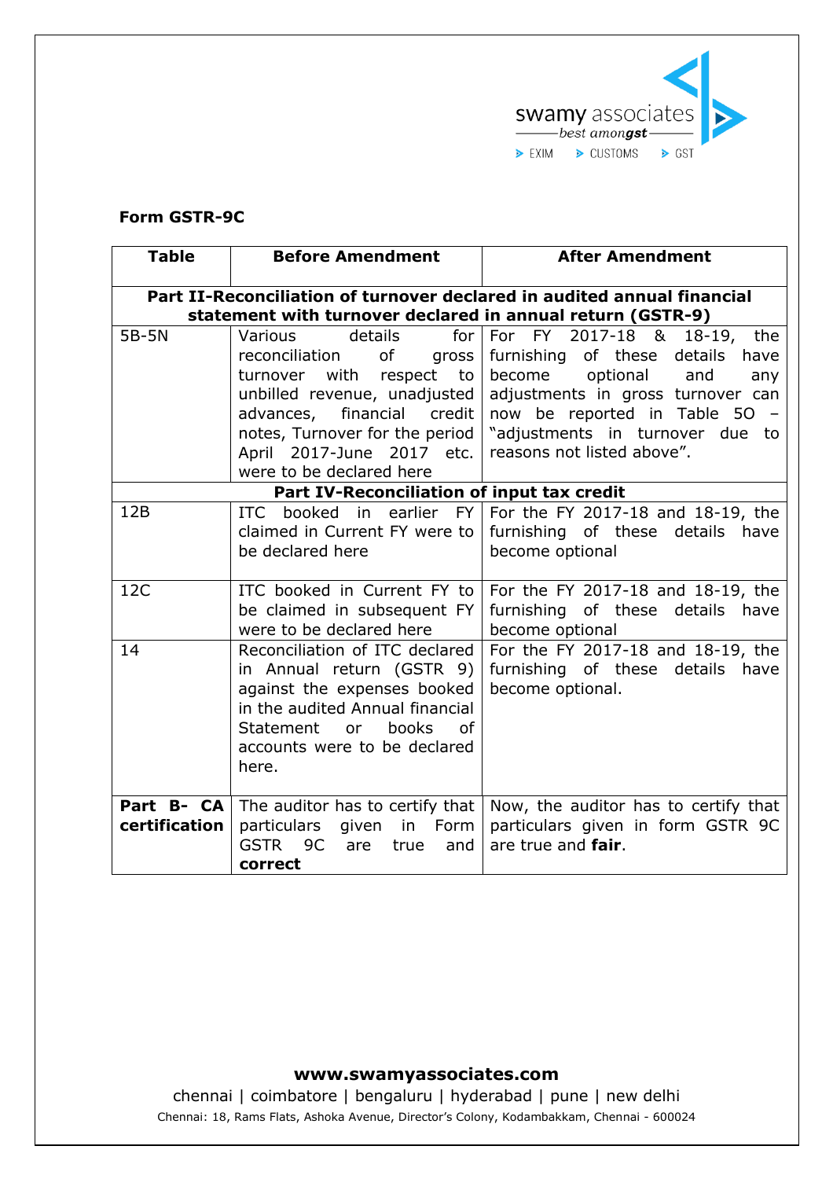**Form GSTR-9C**

| Table | Before Amendment | After Amendment |
|---|---|---|
| **Part II-Reconciliation of turnover declared in audited annual financial statement with turnover declared in annual return (GSTR-9)** | | |
| 5B-5N | Various details for reconciliation of gross turnover with respect to unbilled revenue, unadjusted advances, financial credit notes, Turnover for the period April 2017-June 2017 etc. were to be declared here | For FY 2017-18 & 18-19, the furnishing of these details have become optional and any adjustments in gross turnover can now be reported in Table 5O – "adjustments in turnover due to reasons not listed above". |
| **Part IV-Reconciliation of input tax credit** | | |
| 12B | ITC booked in earlier FY claimed in Current FY were to be declared here | For the FY 2017-18 and 18-19, the furnishing of these details have become optional |
| 12C | ITC booked in Current FY to be claimed in subsequent FY were to be declared here | For the FY 2017-18 and 18-19, the furnishing of these details have become optional |
| 14 | Reconciliation of ITC declared in Annual return (GSTR 9) against the expenses booked in the audited Annual financial Statement or books of accounts were to be declared here. | For the FY 2017-18 and 18-19, the furnishing of these details have become optional. |
| **Part B- CA certification** | The auditor has to certify that particulars given in Form GSTR 9C are true and **correct** | Now, the auditor has to certify that particulars given in form GSTR 9C are true and **fair**. |